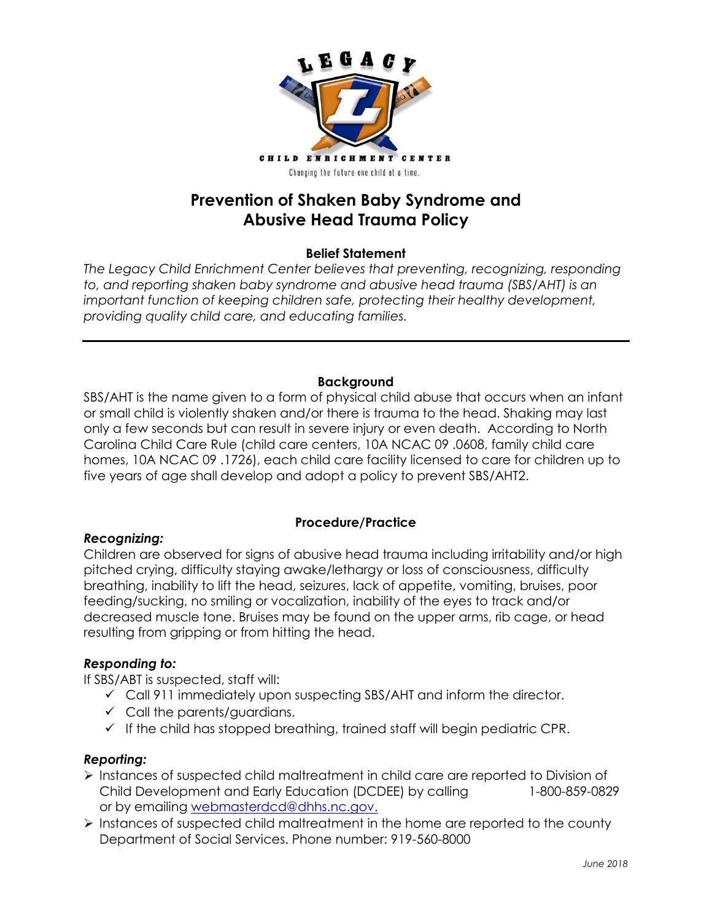LEGACY

CHILD ENRICHMENT CENTER

Changing the future one child at a time.

# Prevention of Shaken Baby Syndrome and Abusive Head Trauma Policy

**Belief Statement**

*The Legacy Child Enrichment Center believes that preventing, recognizing, responding to, and reporting shaken baby syndrome and abusive head trauma (SBS/AHT) is an important function of keeping children safe, protecting their healthy development, providing quality child care, and educating families.*

---

**Background**

SBS/AHT is the name given to a form of physical child abuse that occurs when an infant or small child is violently shaken and/or there is trauma to the head. Shaking may last only a few seconds but can result in severe injury or even death. According to North Carolina Child Care Rule (child care centers, 10A NCAC 09 .0608, family child care homes, 10A NCAC 09 .1726), each child care facility licensed to care for children up to five years of age shall develop and adopt a policy to prevent SBS/AHT2.

**Procedure/Practice**

***Recognizing:***

Children are observed for signs of abusive head trauma including irritability and/or high pitched crying, difficulty staying awake/lethargy or loss of consciousness, difficulty breathing, inability to lift the head, seizures, lack of appetite, vomiting, bruises, poor feeding/sucking, no smiling or vocalization, inability of the eyes to track and/or decreased muscle tone. Bruises may be found on the upper arms, rib cage, or head resulting from gripping or from hitting the head.

***Responding to:***

If SBS/ABT is suspected, staff will:

- ✓ Call 911 immediately upon suspecting SBS/AHT and inform the director.
- ✓ Call the parents/guardians.
- ✓ If the child has stopped breathing, trained staff will begin pediatric CPR.

***Reporting:***

- Instances of suspected child maltreatment in child care are reported to Division of Child Development and Early Education (DCDEE) by calling 1-800-859-0829 or by emailing webmasterdcd@dhhs.nc.gov.
- Instances of suspected child maltreatment in the home are reported to the county Department of Social Services. Phone number: 919-560-8000

*June 2018*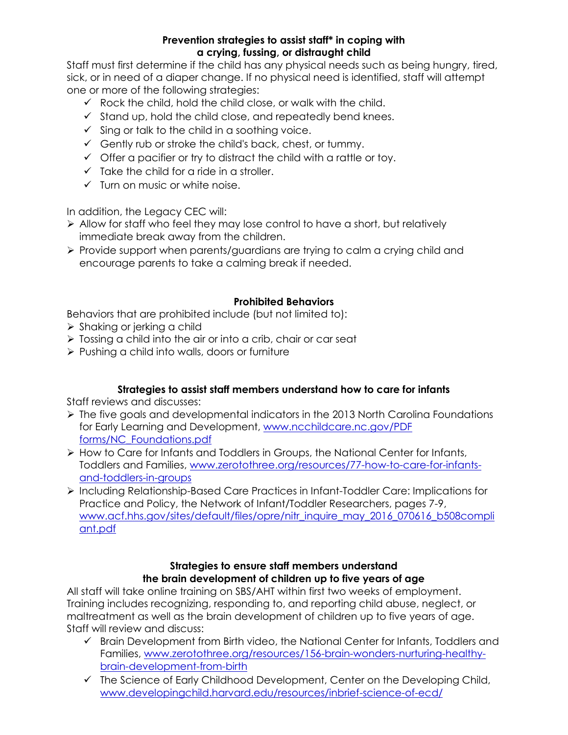## Prevention strategies to assist staff* in coping with a crying, fussing, or distraught child

Staff must first determine if the child has any physical needs such as being hungry, tired, sick, or in need of a diaper change. If no physical need is identified, staff will attempt one or more of the following strategies:

- ✓ Rock the child, hold the child close, or walk with the child.
- ✓ Stand up, hold the child close, and repeatedly bend knees.
- ✓ Sing or talk to the child in a soothing voice.
- ✓ Gently rub or stroke the child's back, chest, or tummy.
- ✓ Offer a pacifier or try to distract the child with a rattle or toy.
- ✓ Take the child for a ride in a stroller.
- ✓ Turn on music or white noise.

In addition, the Legacy CEC will:

- Allow for staff who feel they may lose control to have a short, but relatively immediate break away from the children.
- Provide support when parents/guardians are trying to calm a crying child and encourage parents to take a calming break if needed.

## Prohibited Behaviors

Behaviors that are prohibited include (but not limited to):

- Shaking or jerking a child
- Tossing a child into the air or into a crib, chair or car seat
- Pushing a child into walls, doors or furniture

## Strategies to assist staff members understand how to care for infants

Staff reviews and discusses:

- The five goals and developmental indicators in the 2013 North Carolina Foundations for Early Learning and Development, www.ncchildcare.nc.gov/PDF forms/NC_Foundations.pdf
- How to Care for Infants and Toddlers in Groups, the National Center for Infants, Toddlers and Families, www.zerotothree.org/resources/77-how-to-care-for-infants-and-toddlers-in-groups
- Including Relationship-Based Care Practices in Infant-Toddler Care: Implications for Practice and Policy, the Network of Infant/Toddler Researchers, pages 7-9, www.acf.hhs.gov/sites/default/files/opre/nitr_inquire_may_2016_070616_b508compliant.pdf

## Strategies to ensure staff members understand the brain development of children up to five years of age

All staff will take online training on SBS/AHT within first two weeks of employment. Training includes recognizing, responding to, and reporting child abuse, neglect, or maltreatment as well as the brain development of children up to five years of age. Staff will review and discuss:

- ✓ Brain Development from Birth video, the National Center for Infants, Toddlers and Families, www.zerotothree.org/resources/156-brain-wonders-nurturing-healthy-brain-development-from-birth
- ✓ The Science of Early Childhood Development, Center on the Developing Child, www.developingchild.harvard.edu/resources/inbrief-science-of-ecd/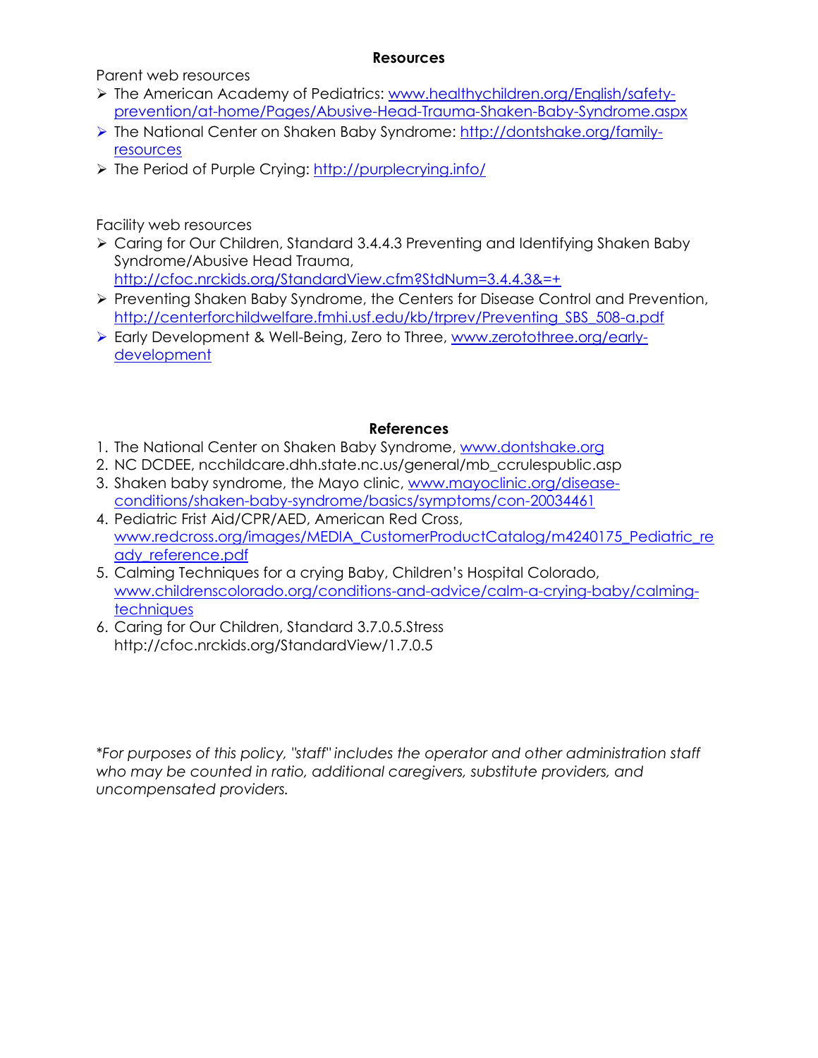**Resources**

Parent web resources

- The American Academy of Pediatrics: www.healthychildren.org/English/safety-prevention/at-home/Pages/Abusive-Head-Trauma-Shaken-Baby-Syndrome.aspx
- The National Center on Shaken Baby Syndrome: http://dontshake.org/family-resources
- The Period of Purple Crying: http://purplecrying.info/

Facility web resources

- Caring for Our Children, Standard 3.4.4.3 Preventing and Identifying Shaken Baby Syndrome/Abusive Head Trauma, http://cfoc.nrckids.org/StandardView.cfm?StdNum=3.4.4.3&=+
- Preventing Shaken Baby Syndrome, the Centers for Disease Control and Prevention, http://centerforchildwelfare.fmhi.usf.edu/kb/trprev/Preventing_SBS_508-a.pdf
- Early Development & Well-Being, Zero to Three, www.zerotothree.org/early-development

**References**

1. The National Center on Shaken Baby Syndrome, www.dontshake.org
2. NC DCDEE, ncchildcare.dhh.state.nc.us/general/mb_ccrulespublic.asp
3. Shaken baby syndrome, the Mayo clinic, www.mayoclinic.org/disease-conditions/shaken-baby-syndrome/basics/symptoms/con-20034461
4. Pediatric Frist Aid/CPR/AED, American Red Cross, www.redcross.org/images/MEDIA_CustomerProductCatalog/m4240175_Pediatric_ready_reference.pdf
5. Calming Techniques for a crying Baby, Children's Hospital Colorado, www.childrenscolorado.org/conditions-and-advice/calm-a-crying-baby/calming-techniques
6. Caring for Our Children, Standard 3.7.0.5.Stress http://cfoc.nrckids.org/StandardView/1.7.0.5

*\*For purposes of this policy, "staff" includes the operator and other administration staff who may be counted in ratio, additional caregivers, substitute providers, and uncompensated providers.*